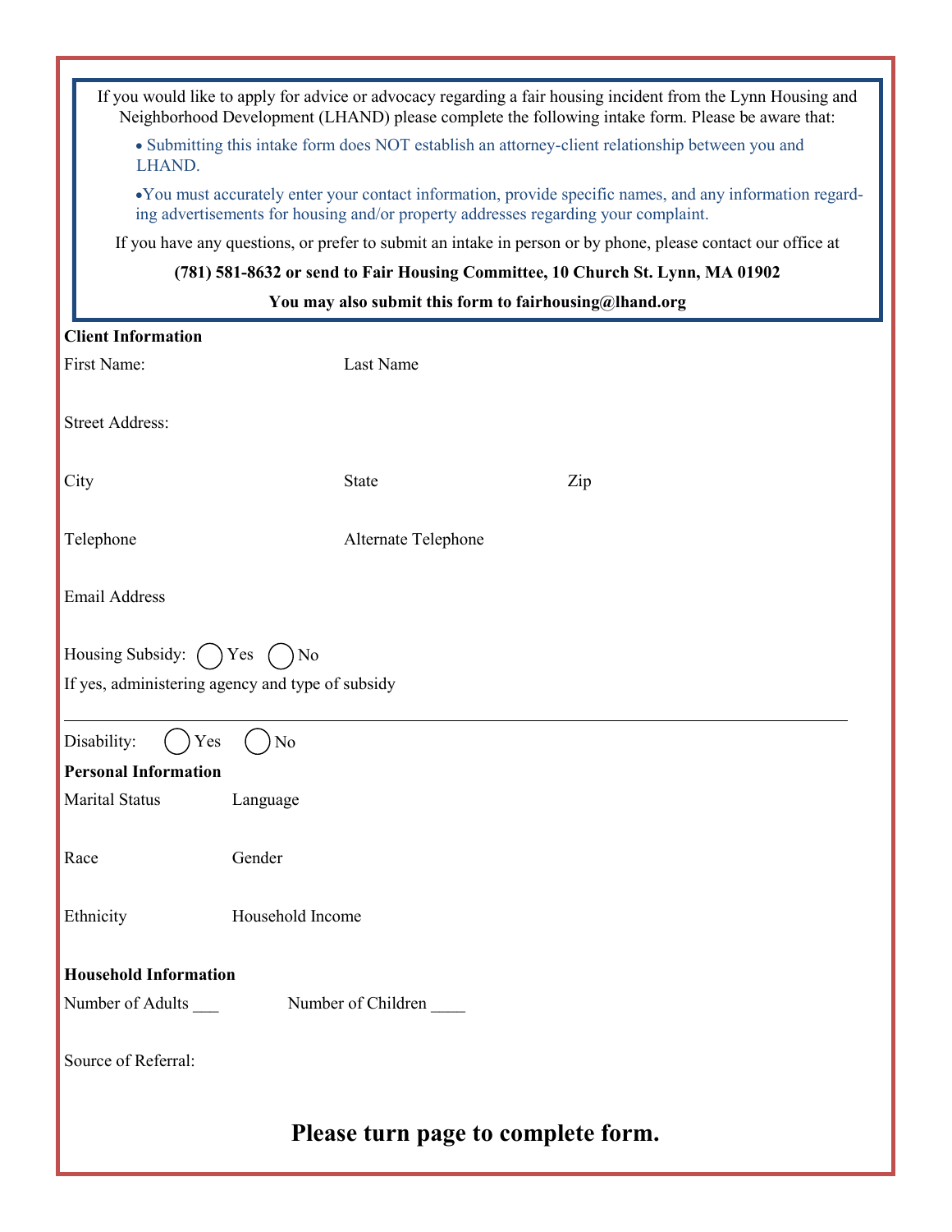If you would like to apply for advice or advocacy regarding a fair housing incident from the Lynn Housing and Neighborhood Development (LHAND) please complete the following intake form. Please be aware that:

- Submitting this intake form does NOT establish an attorney-client relationship between you and LHAND.
- You must accurately enter your contact information, provide specific names, and any information regarding advertisements for housing and/or property addresses regarding your complaint.

If you have any questions, or prefer to submit an intake in person or by phone, please contact our office at

**(781) 581-8632 or send to Fair Housing Committee, 10 Church St. Lynn, MA 01902**

**You may also submit this form to fairhousing@lhand.org**

**Client Information**

First Name: Last Name

Street Address:

City State Zip

Telephone Alternate Telephone

Email Address

Housing Subsidy: ◯ Yes ◯ No

If yes, administering agency and type of subsidy

______________________________________________________________________

Disability: ◯ Yes ◯ No

**Personal Information**

Marital Status Language

Race Gender

Ethnicity Household Income

**Household Information**

Number of Adults ___ Number of Children ____

Source of Referral:

**Please turn page to complete form.**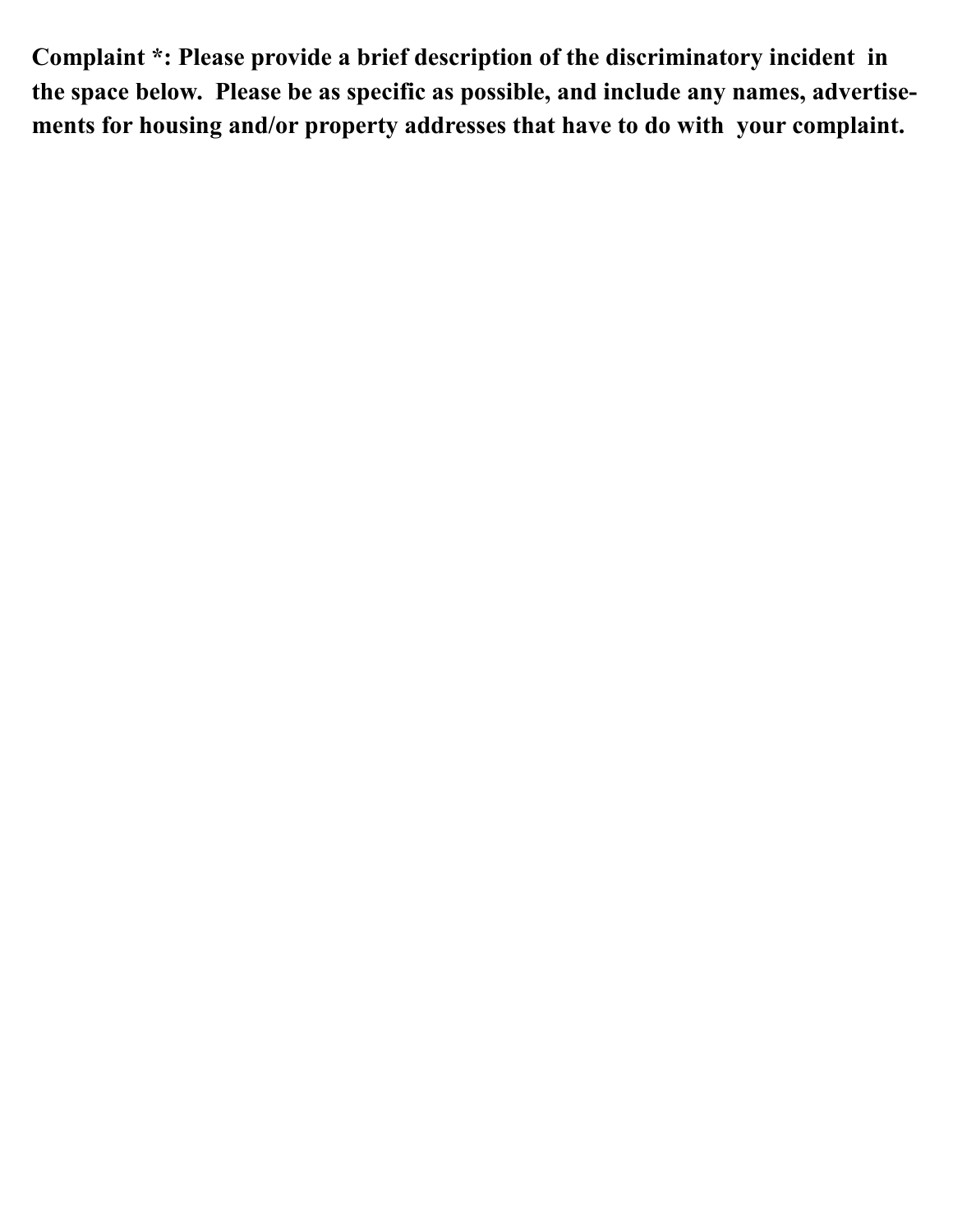**Complaint *: Please provide a brief description of the discriminatory incident in the space below. Please be as specific as possible, and include any names, advertisements for housing and/or property addresses that have to do with your complaint.**